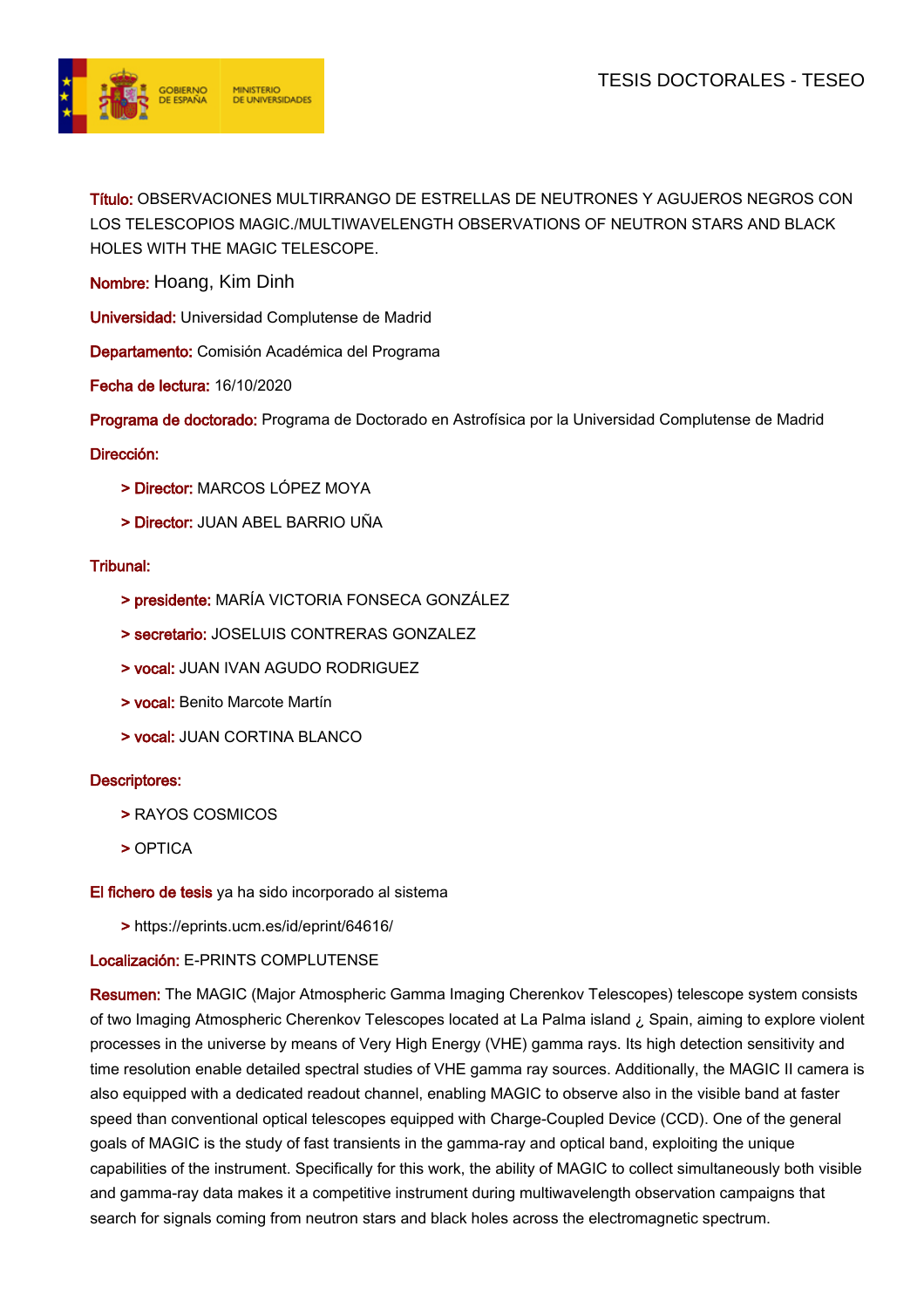TESIS DOCTORALES - TESEO

**Título:** OBSERVACIONES MULTIRRANGO DE ESTRELLAS DE NEUTRONES Y AGUJEROS NEGROS CON LOS TELESCOPIOS MAGIC./MULTIWAVELENGTH OBSERVATIONS OF NEUTRON STARS AND BLACK HOLES WITH THE MAGIC TELESCOPE.

**Nombre:** Hoang, Kim Dinh

**Universidad:** Universidad Complutense de Madrid

**Departamento:** Comisión Académica del Programa

**Fecha de lectura:** 16/10/2020

**Programa de doctorado:** Programa de Doctorado en Astrofísica por la Universidad Complutense de Madrid

**Dirección:**

- **Director:** MARCOS LÓPEZ MOYA
- **Director:** JUAN ABEL BARRIO UÑA

**Tribunal:**

- **presidente:** MARÍA VICTORIA FONSECA GONZÁLEZ
- **secretario:** JOSELUIS CONTRERAS GONZALEZ
- **vocal:** JUAN IVAN AGUDO RODRIGUEZ
- **vocal:** Benito Marcote Martín
- **vocal:** JUAN CORTINA BLANCO

**Descriptores:**

- RAYOS COSMICOS
- OPTICA

**El fichero de tesis** ya ha sido incorporado al sistema

- https://eprints.ucm.es/id/eprint/64616/

**Localización:** E-PRINTS COMPLUTENSE

**Resumen:** The MAGIC (Major Atmospheric Gamma Imaging Cherenkov Telescopes) telescope system consists of two Imaging Atmospheric Cherenkov Telescopes located at La Palma island ¿ Spain, aiming to explore violent processes in the universe by means of Very High Energy (VHE) gamma rays. Its high detection sensitivity and time resolution enable detailed spectral studies of VHE gamma ray sources. Additionally, the MAGIC II camera is also equipped with a dedicated readout channel, enabling MAGIC to observe also in the visible band at faster speed than conventional optical telescopes equipped with Charge-Coupled Device (CCD). One of the general goals of MAGIC is the study of fast transients in the gamma-ray and optical band, exploiting the unique capabilities of the instrument. Specifically for this work, the ability of MAGIC to collect simultaneously both visible and gamma-ray data makes it a competitive instrument during multiwavelength observation campaigns that search for signals coming from neutron stars and black holes across the electromagnetic spectrum.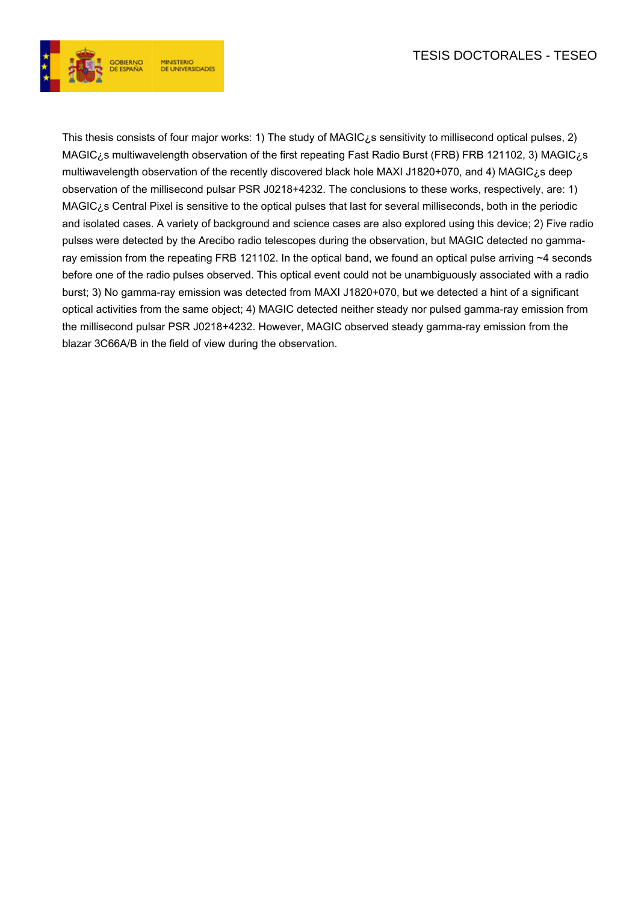This thesis consists of four major works: 1) The study of MAGIC¿s sensitivity to millisecond optical pulses, 2) MAGIC¿s multiwavelength observation of the first repeating Fast Radio Burst (FRB) FRB 121102, 3) MAGIC¿s multiwavelength observation of the recently discovered black hole MAXI J1820+070, and 4) MAGIC¿s deep observation of the millisecond pulsar PSR J0218+4232. The conclusions to these works, respectively, are: 1) MAGIC¿s Central Pixel is sensitive to the optical pulses that last for several milliseconds, both in the periodic and isolated cases. A variety of background and science cases are also explored using this device; 2) Five radio pulses were detected by the Arecibo radio telescopes during the observation, but MAGIC detected no gamma-ray emission from the repeating FRB 121102. In the optical band, we found an optical pulse arriving ~4 seconds before one of the radio pulses observed. This optical event could not be unambiguously associated with a radio burst; 3) No gamma-ray emission was detected from MAXI J1820+070, but we detected a hint of a significant optical activities from the same object; 4) MAGIC detected neither steady nor pulsed gamma-ray emission from the millisecond pulsar PSR J0218+4232. However, MAGIC observed steady gamma-ray emission from the blazar 3C66A/B in the field of view during the observation.